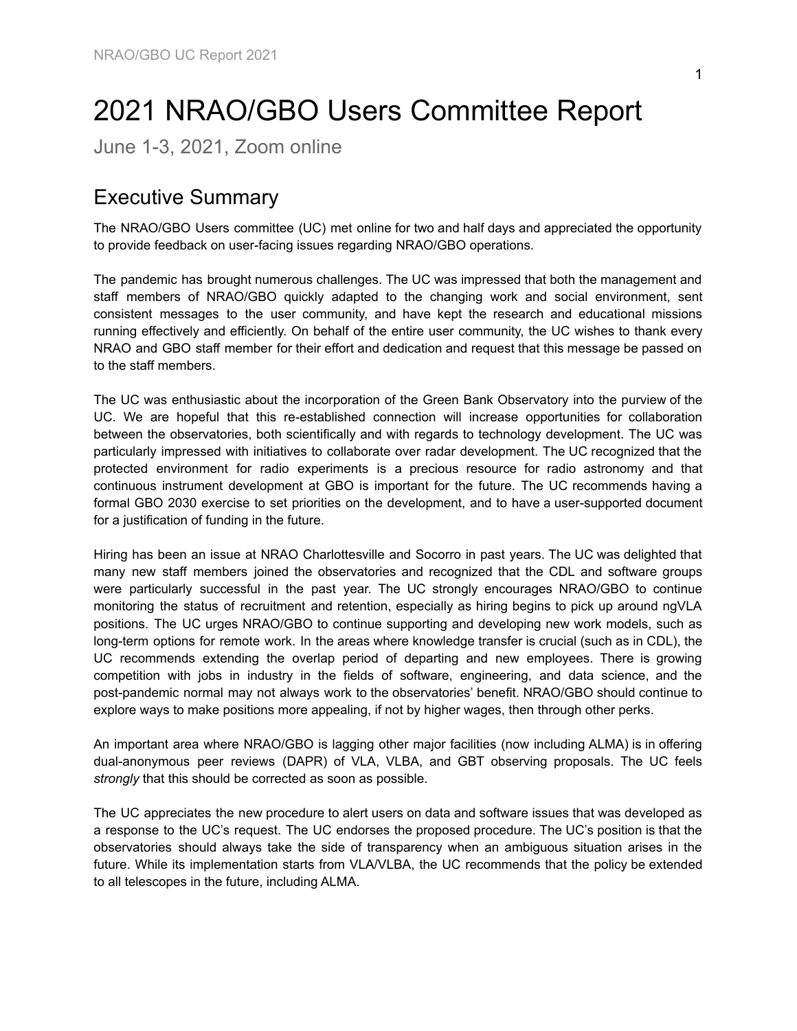# 2021 NRAO/GBO Users Committee Report

June 1-3, 2021, Zoom online

## Executive Summary

The NRAO/GBO Users committee (UC) met online for two and half days and appreciated the opportunity to provide feedback on user-facing issues regarding NRAO/GBO operations.

The pandemic has brought numerous challenges. The UC was impressed that both the management and staff members of NRAO/GBO quickly adapted to the changing work and social environment, sent consistent messages to the user community, and have kept the research and educational missions running effectively and efficiently. On behalf of the entire user community, the UC wishes to thank every NRAO and GBO staff member for their effort and dedication and request that this message be passed on to the staff members.

The UC was enthusiastic about the incorporation of the Green Bank Observatory into the purview of the UC. We are hopeful that this re-established connection will increase opportunities for collaboration between the observatories, both scientifically and with regards to technology development. The UC was particularly impressed with initiatives to collaborate over radar development. The UC recognized that the protected environment for radio experiments is a precious resource for radio astronomy and that continuous instrument development at GBO is important for the future. The UC recommends having a formal GBO 2030 exercise to set priorities on the development, and to have a user-supported document for a justification of funding in the future.

Hiring has been an issue at NRAO Charlottesville and Socorro in past years. The UC was delighted that many new staff members joined the observatories and recognized that the CDL and software groups were particularly successful in the past year. The UC strongly encourages NRAO/GBO to continue monitoring the status of recruitment and retention, especially as hiring begins to pick up around ngVLA positions. The UC urges NRAO/GBO to continue supporting and developing new work models, such as long-term options for remote work. In the areas where knowledge transfer is crucial (such as in CDL), the UC recommends extending the overlap period of departing and new employees. There is growing competition with jobs in industry in the fields of software, engineering, and data science, and the post-pandemic normal may not always work to the observatories' benefit. NRAO/GBO should continue to explore ways to make positions more appealing, if not by higher wages, then through other perks.

An important area where NRAO/GBO is lagging other major facilities (now including ALMA) is in offering dual-anonymous peer reviews (DAPR) of VLA, VLBA, and GBT observing proposals. The UC feels *strongly* that this should be corrected as soon as possible.

The UC appreciates the new procedure to alert users on data and software issues that was developed as a response to the UC's request. The UC endorses the proposed procedure. The UC's position is that the observatories should always take the side of transparency when an ambiguous situation arises in the future. While its implementation starts from VLA/VLBA, the UC recommends that the policy be extended to all telescopes in the future, including ALMA.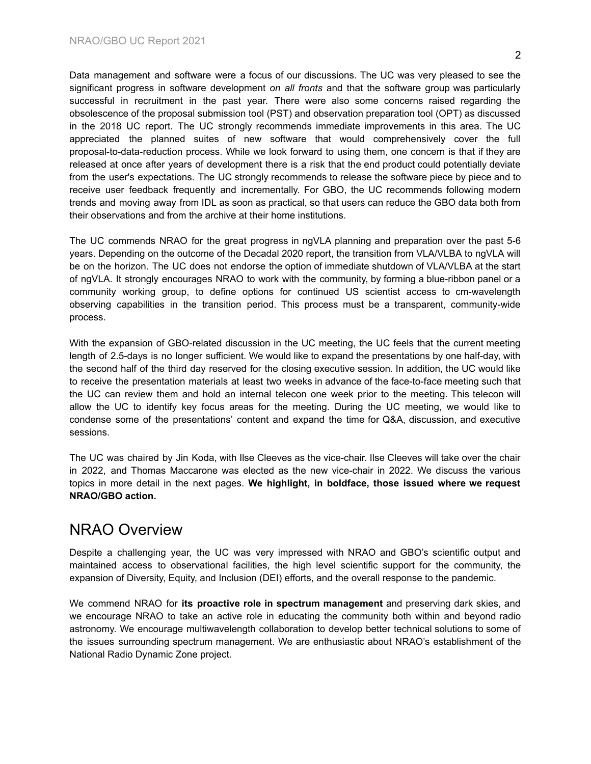Data management and software were a focus of our discussions. The UC was very pleased to see the significant progress in software development *on all fronts* and that the software group was particularly successful in recruitment in the past year. There were also some concerns raised regarding the obsolescence of the proposal submission tool (PST) and observation preparation tool (OPT) as discussed in the 2018 UC report. The UC strongly recommends immediate improvements in this area. The UC appreciated the planned suites of new software that would comprehensively cover the full proposal-to-data-reduction process. While we look forward to using them, one concern is that if they are released at once after years of development there is a risk that the end product could potentially deviate from the user's expectations. The UC strongly recommends to release the software piece by piece and to receive user feedback frequently and incrementally. For GBO, the UC recommends following modern trends and moving away from IDL as soon as practical, so that users can reduce the GBO data both from their observations and from the archive at their home institutions.

The UC commends NRAO for the great progress in ngVLA planning and preparation over the past 5-6 years. Depending on the outcome of the Decadal 2020 report, the transition from VLA/VLBA to ngVLA will be on the horizon. The UC does not endorse the option of immediate shutdown of VLA/VLBA at the start of ngVLA. It strongly encourages NRAO to work with the community, by forming a blue-ribbon panel or a community working group, to define options for continued US scientist access to cm-wavelength observing capabilities in the transition period. This process must be a transparent, community-wide process.

With the expansion of GBO-related discussion in the UC meeting, the UC feels that the current meeting length of 2.5-days is no longer sufficient. We would like to expand the presentations by one half-day, with the second half of the third day reserved for the closing executive session. In addition, the UC would like to receive the presentation materials at least two weeks in advance of the face-to-face meeting such that the UC can review them and hold an internal telecon one week prior to the meeting. This telecon will allow the UC to identify key focus areas for the meeting. During the UC meeting, we would like to condense some of the presentations' content and expand the time for Q&A, discussion, and executive sessions.

The UC was chaired by Jin Koda, with Ilse Cleeves as the vice-chair. Ilse Cleeves will take over the chair in 2022, and Thomas Maccarone was elected as the new vice-chair in 2022. We discuss the various topics in more detail in the next pages. **We highlight, in boldface, those issued where we request NRAO/GBO action.**

# NRAO Overview

Despite a challenging year, the UC was very impressed with NRAO and GBO's scientific output and maintained access to observational facilities, the high level scientific support for the community, the expansion of Diversity, Equity, and Inclusion (DEI) efforts, and the overall response to the pandemic.

We commend NRAO for **its proactive role in spectrum management** and preserving dark skies, and we encourage NRAO to take an active role in educating the community both within and beyond radio astronomy. We encourage multiwavelength collaboration to develop better technical solutions to some of the issues surrounding spectrum management. We are enthusiastic about NRAO's establishment of the National Radio Dynamic Zone project.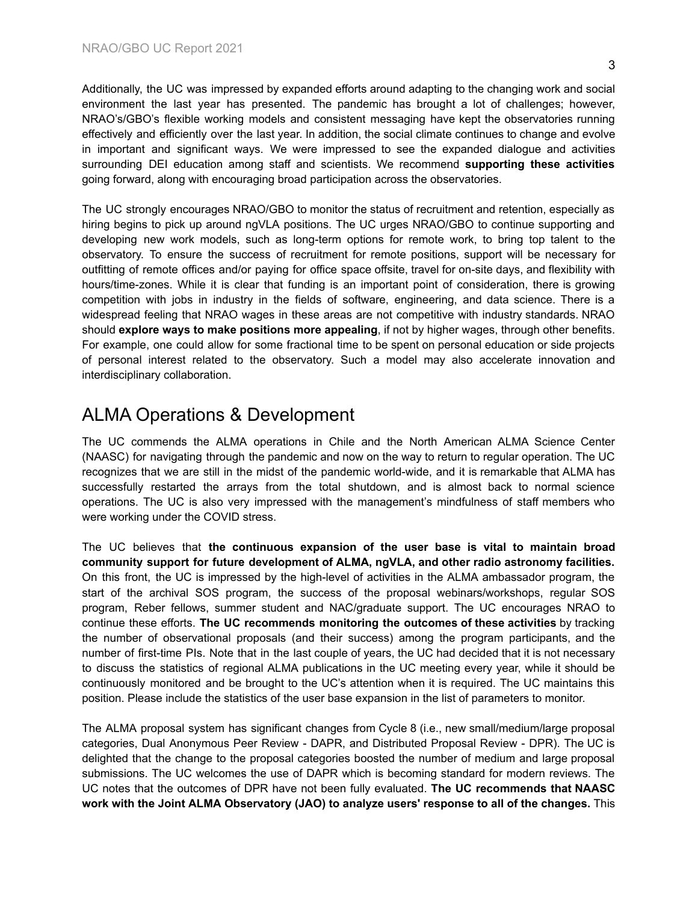Additionally, the UC was impressed by expanded efforts around adapting to the changing work and social environment the last year has presented. The pandemic has brought a lot of challenges; however, NRAO's/GBO's flexible working models and consistent messaging have kept the observatories running effectively and efficiently over the last year. In addition, the social climate continues to change and evolve in important and significant ways. We were impressed to see the expanded dialogue and activities surrounding DEI education among staff and scientists. We recommend **supporting these activities** going forward, along with encouraging broad participation across the observatories.

The UC strongly encourages NRAO/GBO to monitor the status of recruitment and retention, especially as hiring begins to pick up around ngVLA positions. The UC urges NRAO/GBO to continue supporting and developing new work models, such as long-term options for remote work, to bring top talent to the observatory. To ensure the success of recruitment for remote positions, support will be necessary for outfitting of remote offices and/or paying for office space offsite, travel for on-site days, and flexibility with hours/time-zones. While it is clear that funding is an important point of consideration, there is growing competition with jobs in industry in the fields of software, engineering, and data science. There is a widespread feeling that NRAO wages in these areas are not competitive with industry standards. NRAO should **explore ways to make positions more appealing**, if not by higher wages, through other benefits. For example, one could allow for some fractional time to be spent on personal education or side projects of personal interest related to the observatory. Such a model may also accelerate innovation and interdisciplinary collaboration.

## ALMA Operations & Development

The UC commends the ALMA operations in Chile and the North American ALMA Science Center (NAASC) for navigating through the pandemic and now on the way to return to regular operation. The UC recognizes that we are still in the midst of the pandemic world-wide, and it is remarkable that ALMA has successfully restarted the arrays from the total shutdown, and is almost back to normal science operations. The UC is also very impressed with the management's mindfulness of staff members who were working under the COVID stress.

The UC believes that **the continuous expansion of the user base is vital to maintain broad community support for future development of ALMA, ngVLA, and other radio astronomy facilities.** On this front, the UC is impressed by the high-level of activities in the ALMA ambassador program, the start of the archival SOS program, the success of the proposal webinars/workshops, regular SOS program, Reber fellows, summer student and NAC/graduate support. The UC encourages NRAO to continue these efforts. **The UC recommends monitoring the outcomes of these activities** by tracking the number of observational proposals (and their success) among the program participants, and the number of first-time PIs. Note that in the last couple of years, the UC had decided that it is not necessary to discuss the statistics of regional ALMA publications in the UC meeting every year, while it should be continuously monitored and be brought to the UC's attention when it is required. The UC maintains this position. Please include the statistics of the user base expansion in the list of parameters to monitor.

The ALMA proposal system has significant changes from Cycle 8 (i.e., new small/medium/large proposal categories, Dual Anonymous Peer Review - DAPR, and Distributed Proposal Review - DPR). The UC is delighted that the change to the proposal categories boosted the number of medium and large proposal submissions. The UC welcomes the use of DAPR which is becoming standard for modern reviews. The UC notes that the outcomes of DPR have not been fully evaluated. **The UC recommends that NAASC work with the Joint ALMA Observatory (JAO) to analyze users' response to all of the changes.** This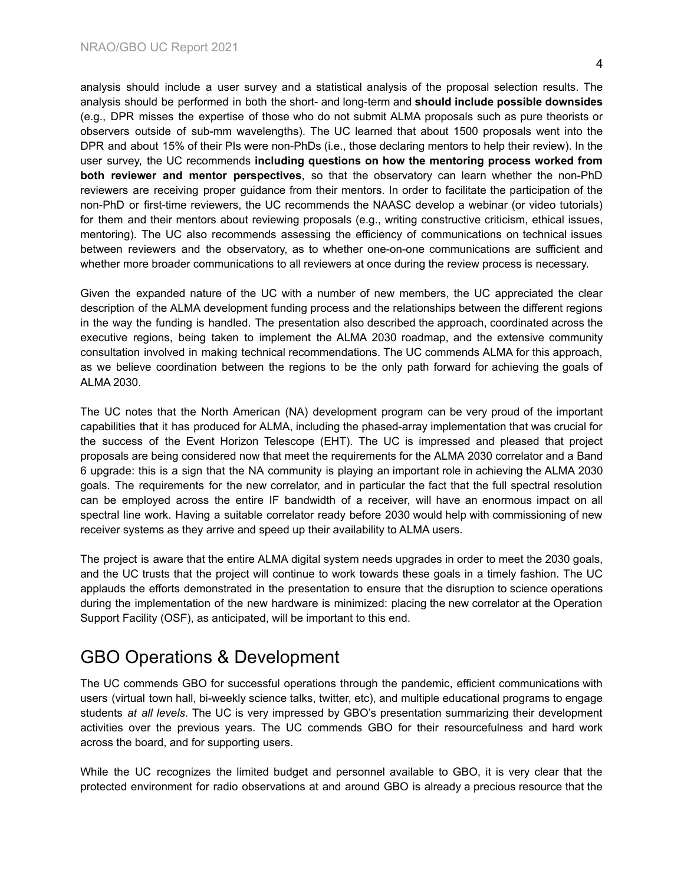analysis should include a user survey and a statistical analysis of the proposal selection results. The analysis should be performed in both the short- and long-term and **should include possible downsides** (e.g., DPR misses the expertise of those who do not submit ALMA proposals such as pure theorists or observers outside of sub-mm wavelengths). The UC learned that about 1500 proposals went into the DPR and about 15% of their PIs were non-PhDs (i.e., those declaring mentors to help their review). In the user survey, the UC recommends **including questions on how the mentoring process worked from both reviewer and mentor perspectives**, so that the observatory can learn whether the non-PhD reviewers are receiving proper guidance from their mentors. In order to facilitate the participation of the non-PhD or first-time reviewers, the UC recommends the NAASC develop a webinar (or video tutorials) for them and their mentors about reviewing proposals (e.g., writing constructive criticism, ethical issues, mentoring). The UC also recommends assessing the efficiency of communications on technical issues between reviewers and the observatory, as to whether one-on-one communications are sufficient and whether more broader communications to all reviewers at once during the review process is necessary.

Given the expanded nature of the UC with a number of new members, the UC appreciated the clear description of the ALMA development funding process and the relationships between the different regions in the way the funding is handled. The presentation also described the approach, coordinated across the executive regions, being taken to implement the ALMA 2030 roadmap, and the extensive community consultation involved in making technical recommendations. The UC commends ALMA for this approach, as we believe coordination between the regions to be the only path forward for achieving the goals of ALMA 2030.

The UC notes that the North American (NA) development program can be very proud of the important capabilities that it has produced for ALMA, including the phased-array implementation that was crucial for the success of the Event Horizon Telescope (EHT). The UC is impressed and pleased that project proposals are being considered now that meet the requirements for the ALMA 2030 correlator and a Band 6 upgrade: this is a sign that the NA community is playing an important role in achieving the ALMA 2030 goals. The requirements for the new correlator, and in particular the fact that the full spectral resolution can be employed across the entire IF bandwidth of a receiver, will have an enormous impact on all spectral line work. Having a suitable correlator ready before 2030 would help with commissioning of new receiver systems as they arrive and speed up their availability to ALMA users.

The project is aware that the entire ALMA digital system needs upgrades in order to meet the 2030 goals, and the UC trusts that the project will continue to work towards these goals in a timely fashion. The UC applauds the efforts demonstrated in the presentation to ensure that the disruption to science operations during the implementation of the new hardware is minimized: placing the new correlator at the Operation Support Facility (OSF), as anticipated, will be important to this end.

## GBO Operations & Development

The UC commends GBO for successful operations through the pandemic, efficient communications with users (virtual town hall, bi-weekly science talks, twitter, etc), and multiple educational programs to engage students *at all levels*. The UC is very impressed by GBO's presentation summarizing their development activities over the previous years. The UC commends GBO for their resourcefulness and hard work across the board, and for supporting users.

While the UC recognizes the limited budget and personnel available to GBO, it is very clear that the protected environment for radio observations at and around GBO is already a precious resource that the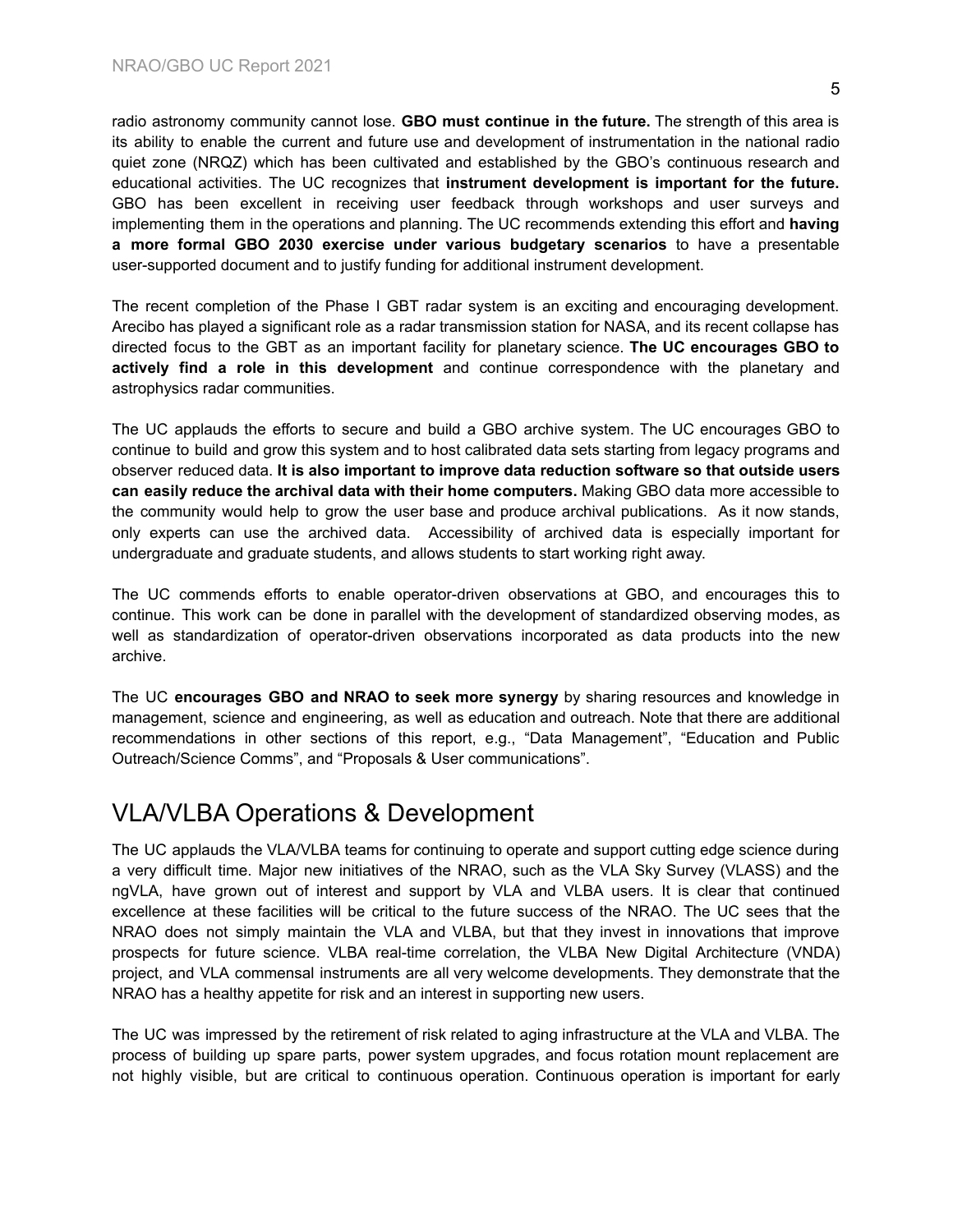radio astronomy community cannot lose. **GBO must continue in the future.** The strength of this area is its ability to enable the current and future use and development of instrumentation in the national radio quiet zone (NRQZ) which has been cultivated and established by the GBO's continuous research and educational activities. The UC recognizes that **instrument development is important for the future.** GBO has been excellent in receiving user feedback through workshops and user surveys and implementing them in the operations and planning. The UC recommends extending this effort and **having a more formal GBO 2030 exercise under various budgetary scenarios** to have a presentable user-supported document and to justify funding for additional instrument development.

The recent completion of the Phase I GBT radar system is an exciting and encouraging development. Arecibo has played a significant role as a radar transmission station for NASA, and its recent collapse has directed focus to the GBT as an important facility for planetary science. **The UC encourages GBO to actively find a role in this development** and continue correspondence with the planetary and astrophysics radar communities.

The UC applauds the efforts to secure and build a GBO archive system. The UC encourages GBO to continue to build and grow this system and to host calibrated data sets starting from legacy programs and observer reduced data. **It is also important to improve data reduction software so that outside users can easily reduce the archival data with their home computers.** Making GBO data more accessible to the community would help to grow the user base and produce archival publications. As it now stands, only experts can use the archived data. Accessibility of archived data is especially important for undergraduate and graduate students, and allows students to start working right away.

The UC commends efforts to enable operator-driven observations at GBO, and encourages this to continue. This work can be done in parallel with the development of standardized observing modes, as well as standardization of operator-driven observations incorporated as data products into the new archive.

The UC **encourages GBO and NRAO to seek more synergy** by sharing resources and knowledge in management, science and engineering, as well as education and outreach. Note that there are additional recommendations in other sections of this report, e.g., "Data Management", "Education and Public Outreach/Science Comms", and "Proposals & User communications".

## VLA/VLBA Operations & Development

The UC applauds the VLA/VLBA teams for continuing to operate and support cutting edge science during a very difficult time. Major new initiatives of the NRAO, such as the VLA Sky Survey (VLASS) and the ngVLA, have grown out of interest and support by VLA and VLBA users. It is clear that continued excellence at these facilities will be critical to the future success of the NRAO. The UC sees that the NRAO does not simply maintain the VLA and VLBA, but that they invest in innovations that improve prospects for future science. VLBA real-time correlation, the VLBA New Digital Architecture (VNDA) project, and VLA commensal instruments are all very welcome developments. They demonstrate that the NRAO has a healthy appetite for risk and an interest in supporting new users.

The UC was impressed by the retirement of risk related to aging infrastructure at the VLA and VLBA. The process of building up spare parts, power system upgrades, and focus rotation mount replacement are not highly visible, but are critical to continuous operation. Continuous operation is important for early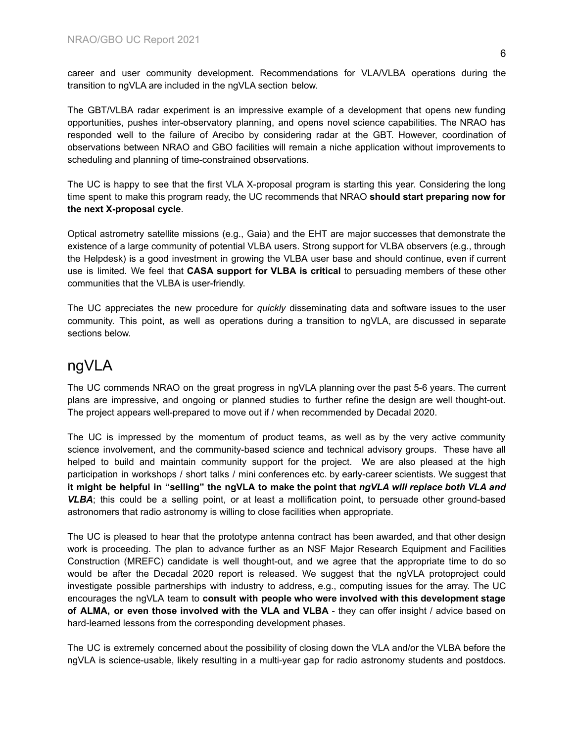career and user community development. Recommendations for VLA/VLBA operations during the transition to ngVLA are included in the ngVLA section below.

The GBT/VLBA radar experiment is an impressive example of a development that opens new funding opportunities, pushes inter-observatory planning, and opens novel science capabilities. The NRAO has responded well to the failure of Arecibo by considering radar at the GBT. However, coordination of observations between NRAO and GBO facilities will remain a niche application without improvements to scheduling and planning of time-constrained observations.

The UC is happy to see that the first VLA X-proposal program is starting this year. Considering the long time spent to make this program ready, the UC recommends that NRAO **should start preparing now for the next X-proposal cycle**.

Optical astrometry satellite missions (e.g., Gaia) and the EHT are major successes that demonstrate the existence of a large community of potential VLBA users. Strong support for VLBA observers (e.g., through the Helpdesk) is a good investment in growing the VLBA user base and should continue, even if current use is limited. We feel that **CASA support for VLBA is critical** to persuading members of these other communities that the VLBA is user-friendly.

The UC appreciates the new procedure for *quickly* disseminating data and software issues to the user community. This point, as well as operations during a transition to ngVLA, are discussed in separate sections below.

# ngVLA

The UC commends NRAO on the great progress in ngVLA planning over the past 5-6 years. The current plans are impressive, and ongoing or planned studies to further refine the design are well thought-out. The project appears well-prepared to move out if / when recommended by Decadal 2020.

The UC is impressed by the momentum of product teams, as well as by the very active community science involvement, and the community-based science and technical advisory groups. These have all helped to build and maintain community support for the project. We are also pleased at the high participation in workshops / short talks / mini conferences etc. by early-career scientists. We suggest that **it might be helpful in "selling" the ngVLA to make the point that *ngVLA will replace both VLA and VLBA***; this could be a selling point, or at least a mollification point, to persuade other ground-based astronomers that radio astronomy is willing to close facilities when appropriate.

The UC is pleased to hear that the prototype antenna contract has been awarded, and that other design work is proceeding. The plan to advance further as an NSF Major Research Equipment and Facilities Construction (MREFC) candidate is well thought-out, and we agree that the appropriate time to do so would be after the Decadal 2020 report is released. We suggest that the ngVLA protoproject could investigate possible partnerships with industry to address, e.g., computing issues for the array. The UC encourages the ngVLA team to **consult with people who were involved with this development stage of ALMA, or even those involved with the VLA and VLBA** - they can offer insight / advice based on hard-learned lessons from the corresponding development phases.

The UC is extremely concerned about the possibility of closing down the VLA and/or the VLBA before the ngVLA is science-usable, likely resulting in a multi-year gap for radio astronomy students and postdocs.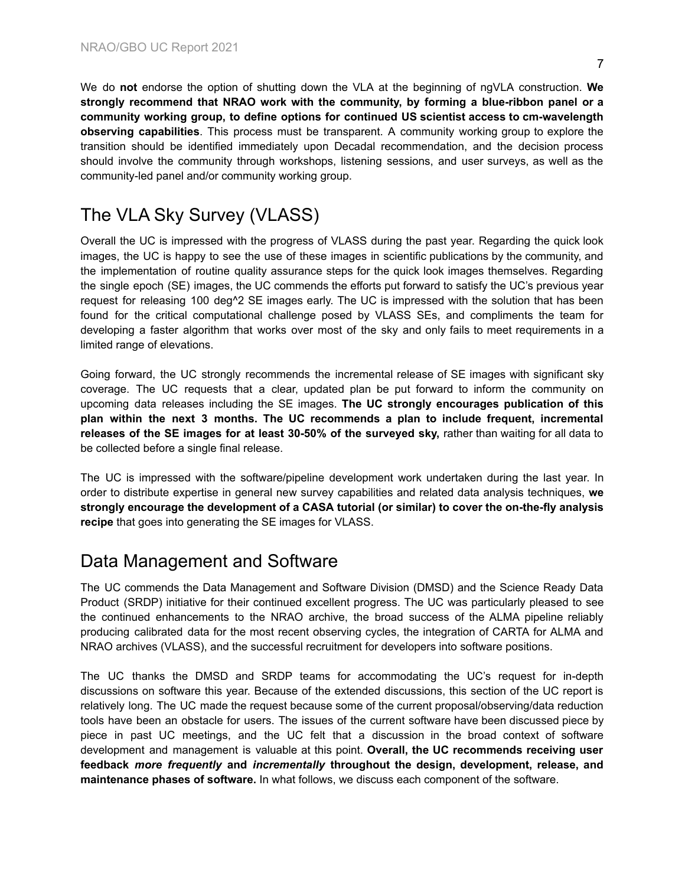We do **not** endorse the option of shutting down the VLA at the beginning of ngVLA construction. **We strongly recommend that NRAO work with the community, by forming a blue-ribbon panel or a community working group, to define options for continued US scientist access to cm-wavelength observing capabilities**. This process must be transparent. A community working group to explore the transition should be identified immediately upon Decadal recommendation, and the decision process should involve the community through workshops, listening sessions, and user surveys, as well as the community-led panel and/or community working group.

# The VLA Sky Survey (VLASS)

Overall the UC is impressed with the progress of VLASS during the past year. Regarding the quick look images, the UC is happy to see the use of these images in scientific publications by the community, and the implementation of routine quality assurance steps for the quick look images themselves. Regarding the single epoch (SE) images, the UC commends the efforts put forward to satisfy the UC's previous year request for releasing 100 deg^2 SE images early. The UC is impressed with the solution that has been found for the critical computational challenge posed by VLASS SEs, and compliments the team for developing a faster algorithm that works over most of the sky and only fails to meet requirements in a limited range of elevations.

Going forward, the UC strongly recommends the incremental release of SE images with significant sky coverage. The UC requests that a clear, updated plan be put forward to inform the community on upcoming data releases including the SE images. **The UC strongly encourages publication of this plan within the next 3 months. The UC recommends a plan to include frequent, incremental releases of the SE images for at least 30-50% of the surveyed sky,** rather than waiting for all data to be collected before a single final release.

The UC is impressed with the software/pipeline development work undertaken during the last year. In order to distribute expertise in general new survey capabilities and related data analysis techniques, **we strongly encourage the development of a CASA tutorial (or similar) to cover the on-the-fly analysis recipe** that goes into generating the SE images for VLASS.

# Data Management and Software

The UC commends the Data Management and Software Division (DMSD) and the Science Ready Data Product (SRDP) initiative for their continued excellent progress. The UC was particularly pleased to see the continued enhancements to the NRAO archive, the broad success of the ALMA pipeline reliably producing calibrated data for the most recent observing cycles, the integration of CARTA for ALMA and NRAO archives (VLASS), and the successful recruitment for developers into software positions.

The UC thanks the DMSD and SRDP teams for accommodating the UC's request for in-depth discussions on software this year. Because of the extended discussions, this section of the UC report is relatively long. The UC made the request because some of the current proposal/observing/data reduction tools have been an obstacle for users. The issues of the current software have been discussed piece by piece in past UC meetings, and the UC felt that a discussion in the broad context of software development and management is valuable at this point. **Overall, the UC recommends receiving user feedback *more frequently* and *incrementally* throughout the design, development, release, and maintenance phases of software.** In what follows, we discuss each component of the software.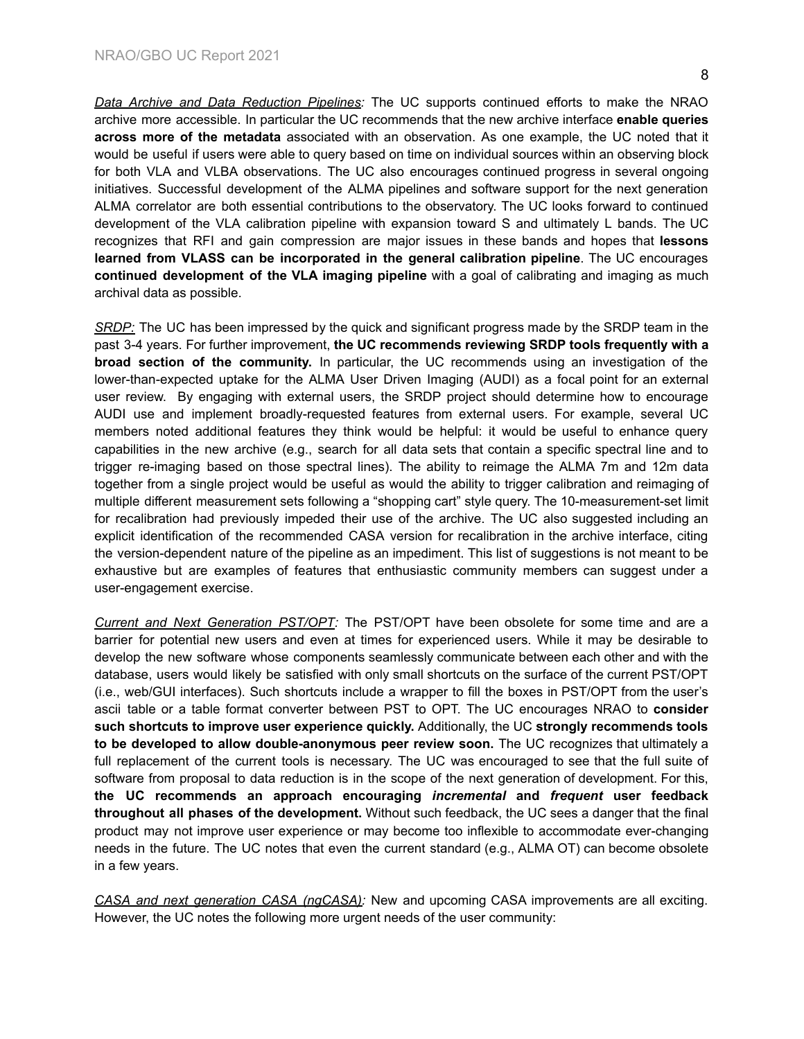*Data Archive and Data Reduction Pipelines:* The UC supports continued efforts to make the NRAO archive more accessible. In particular the UC recommends that the new archive interface **enable queries across more of the metadata** associated with an observation. As one example, the UC noted that it would be useful if users were able to query based on time on individual sources within an observing block for both VLA and VLBA observations. The UC also encourages continued progress in several ongoing initiatives. Successful development of the ALMA pipelines and software support for the next generation ALMA correlator are both essential contributions to the observatory. The UC looks forward to continued development of the VLA calibration pipeline with expansion toward S and ultimately L bands. The UC recognizes that RFI and gain compression are major issues in these bands and hopes that **lessons learned from VLASS can be incorporated in the general calibration pipeline**. The UC encourages **continued development of the VLA imaging pipeline** with a goal of calibrating and imaging as much archival data as possible.

*SRDP:* The UC has been impressed by the quick and significant progress made by the SRDP team in the past 3-4 years. For further improvement, **the UC recommends reviewing SRDP tools frequently with a broad section of the community.** In particular, the UC recommends using an investigation of the lower-than-expected uptake for the ALMA User Driven Imaging (AUDI) as a focal point for an external user review. By engaging with external users, the SRDP project should determine how to encourage AUDI use and implement broadly-requested features from external users. For example, several UC members noted additional features they think would be helpful: it would be useful to enhance query capabilities in the new archive (e.g., search for all data sets that contain a specific spectral line and to trigger re-imaging based on those spectral lines). The ability to reimage the ALMA 7m and 12m data together from a single project would be useful as would the ability to trigger calibration and reimaging of multiple different measurement sets following a "shopping cart" style query. The 10-measurement-set limit for recalibration had previously impeded their use of the archive. The UC also suggested including an explicit identification of the recommended CASA version for recalibration in the archive interface, citing the version-dependent nature of the pipeline as an impediment. This list of suggestions is not meant to be exhaustive but are examples of features that enthusiastic community members can suggest under a user-engagement exercise.

*Current and Next Generation PST/OPT:* The PST/OPT have been obsolete for some time and are a barrier for potential new users and even at times for experienced users. While it may be desirable to develop the new software whose components seamlessly communicate between each other and with the database, users would likely be satisfied with only small shortcuts on the surface of the current PST/OPT (i.e., web/GUI interfaces). Such shortcuts include a wrapper to fill the boxes in PST/OPT from the user's ascii table or a table format converter between PST to OPT. The UC encourages NRAO to **consider such shortcuts to improve user experience quickly.** Additionally, the UC **strongly recommends tools to be developed to allow double-anonymous peer review soon.** The UC recognizes that ultimately a full replacement of the current tools is necessary. The UC was encouraged to see that the full suite of software from proposal to data reduction is in the scope of the next generation of development. For this, **the UC recommends an approach encouraging *incremental* and *frequent* user feedback throughout all phases of the development.** Without such feedback, the UC sees a danger that the final product may not improve user experience or may become too inflexible to accommodate ever-changing needs in the future. The UC notes that even the current standard (e.g., ALMA OT) can become obsolete in a few years.

*CASA and next generation CASA (ngCASA):* New and upcoming CASA improvements are all exciting. However, the UC notes the following more urgent needs of the user community: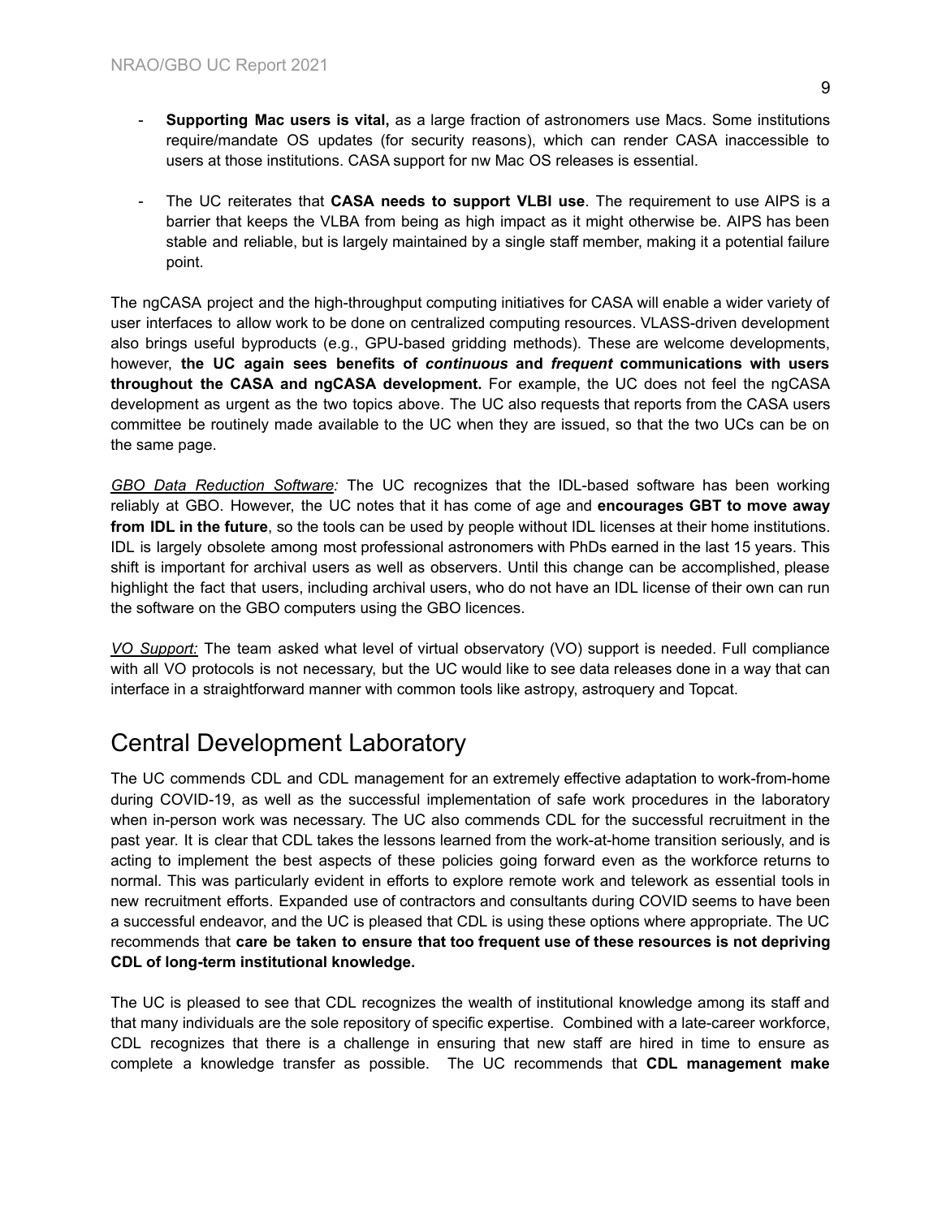- **Supporting Mac users is vital,** as a large fraction of astronomers use Macs. Some institutions require/mandate OS updates (for security reasons), which can render CASA inaccessible to users at those institutions. CASA support for nw Mac OS releases is essential.

- The UC reiterates that **CASA needs to support VLBI use**. The requirement to use AIPS is a barrier that keeps the VLBA from being as high impact as it might otherwise be. AIPS has been stable and reliable, but is largely maintained by a single staff member, making it a potential failure point.

The ngCASA project and the high-throughput computing initiatives for CASA will enable a wider variety of user interfaces to allow work to be done on centralized computing resources. VLASS-driven development also brings useful byproducts (e.g., GPU-based gridding methods). These are welcome developments, however, **the UC again sees benefits of *continuous* and *frequent* communications with users throughout the CASA and ngCASA development.** For example, the UC does not feel the ngCASA development as urgent as the two topics above. The UC also requests that reports from the CASA users committee be routinely made available to the UC when they are issued, so that the two UCs can be on the same page.

*GBO Data Reduction Software:* The UC recognizes that the IDL-based software has been working reliably at GBO. However, the UC notes that it has come of age and **encourages GBT to move away from IDL in the future**, so the tools can be used by people without IDL licenses at their home institutions. IDL is largely obsolete among most professional astronomers with PhDs earned in the last 15 years. This shift is important for archival users as well as observers. Until this change can be accomplished, please highlight the fact that users, including archival users, who do not have an IDL license of their own can run the software on the GBO computers using the GBO licences.

*VO Support:* The team asked what level of virtual observatory (VO) support is needed. Full compliance with all VO protocols is not necessary, but the UC would like to see data releases done in a way that can interface in a straightforward manner with common tools like astropy, astroquery and Topcat.

# Central Development Laboratory

The UC commends CDL and CDL management for an extremely effective adaptation to work-from-home during COVID-19, as well as the successful implementation of safe work procedures in the laboratory when in-person work was necessary. The UC also commends CDL for the successful recruitment in the past year. It is clear that CDL takes the lessons learned from the work-at-home transition seriously, and is acting to implement the best aspects of these policies going forward even as the workforce returns to normal. This was particularly evident in efforts to explore remote work and telework as essential tools in new recruitment efforts. Expanded use of contractors and consultants during COVID seems to have been a successful endeavor, and the UC is pleased that CDL is using these options where appropriate. The UC recommends that **care be taken to ensure that too frequent use of these resources is not depriving CDL of long-term institutional knowledge.**

The UC is pleased to see that CDL recognizes the wealth of institutional knowledge among its staff and that many individuals are the sole repository of specific expertise. Combined with a late-career workforce, CDL recognizes that there is a challenge in ensuring that new staff are hired in time to ensure as complete a knowledge transfer as possible. The UC recommends that **CDL management make**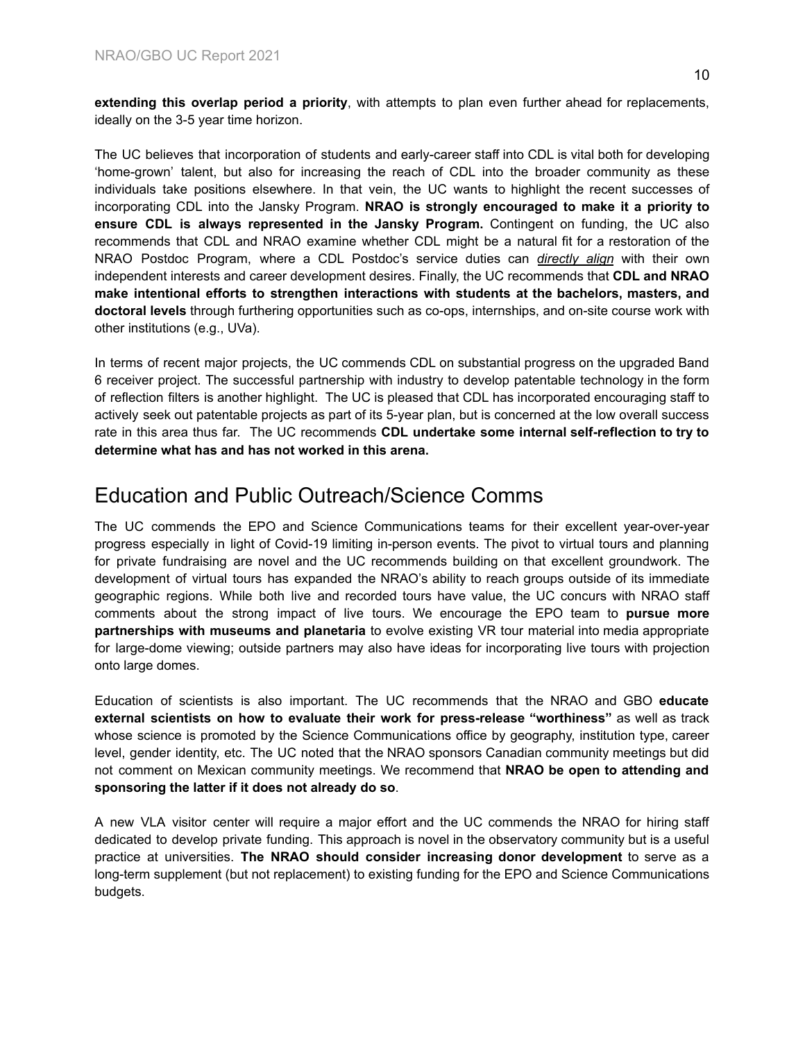**extending this overlap period a priority**, with attempts to plan even further ahead for replacements, ideally on the 3-5 year time horizon.

The UC believes that incorporation of students and early-career staff into CDL is vital both for developing 'home-grown' talent, but also for increasing the reach of CDL into the broader community as these individuals take positions elsewhere. In that vein, the UC wants to highlight the recent successes of incorporating CDL into the Jansky Program. **NRAO is strongly encouraged to make it a priority to ensure CDL is always represented in the Jansky Program.** Contingent on funding, the UC also recommends that CDL and NRAO examine whether CDL might be a natural fit for a restoration of the NRAO Postdoc Program, where a CDL Postdoc's service duties can *directly align* with their own independent interests and career development desires. Finally, the UC recommends that **CDL and NRAO make intentional efforts to strengthen interactions with students at the bachelors, masters, and doctoral levels** through furthering opportunities such as co-ops, internships, and on-site course work with other institutions (e.g., UVa).

In terms of recent major projects, the UC commends CDL on substantial progress on the upgraded Band 6 receiver project. The successful partnership with industry to develop patentable technology in the form of reflection filters is another highlight. The UC is pleased that CDL has incorporated encouraging staff to actively seek out patentable projects as part of its 5-year plan, but is concerned at the low overall success rate in this area thus far. The UC recommends **CDL undertake some internal self-reflection to try to determine what has and has not worked in this arena.**

# Education and Public Outreach/Science Comms

The UC commends the EPO and Science Communications teams for their excellent year-over-year progress especially in light of Covid-19 limiting in-person events. The pivot to virtual tours and planning for private fundraising are novel and the UC recommends building on that excellent groundwork. The development of virtual tours has expanded the NRAO's ability to reach groups outside of its immediate geographic regions. While both live and recorded tours have value, the UC concurs with NRAO staff comments about the strong impact of live tours. We encourage the EPO team to **pursue more partnerships with museums and planetaria** to evolve existing VR tour material into media appropriate for large-dome viewing; outside partners may also have ideas for incorporating live tours with projection onto large domes.

Education of scientists is also important. The UC recommends that the NRAO and GBO **educate external scientists on how to evaluate their work for press-release "worthiness"** as well as track whose science is promoted by the Science Communications office by geography, institution type, career level, gender identity, etc. The UC noted that the NRAO sponsors Canadian community meetings but did not comment on Mexican community meetings. We recommend that **NRAO be open to attending and sponsoring the latter if it does not already do so**.

A new VLA visitor center will require a major effort and the UC commends the NRAO for hiring staff dedicated to develop private funding. This approach is novel in the observatory community but is a useful practice at universities. **The NRAO should consider increasing donor development** to serve as a long-term supplement (but not replacement) to existing funding for the EPO and Science Communications budgets.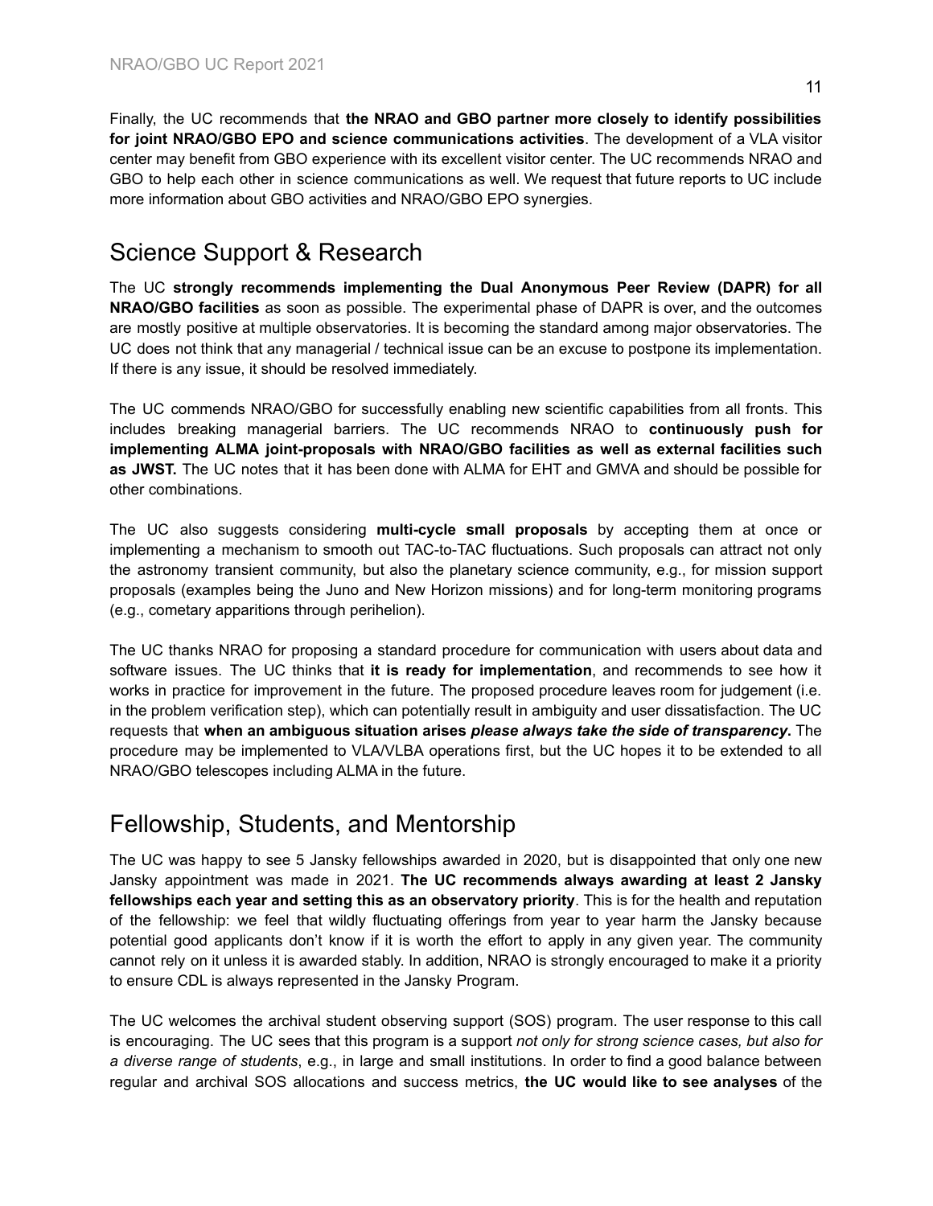Finally, the UC recommends that **the NRAO and GBO partner more closely to identify possibilities for joint NRAO/GBO EPO and science communications activities**. The development of a VLA visitor center may benefit from GBO experience with its excellent visitor center. The UC recommends NRAO and GBO to help each other in science communications as well. We request that future reports to UC include more information about GBO activities and NRAO/GBO EPO synergies.

## Science Support & Research

The UC **strongly recommends implementing the Dual Anonymous Peer Review (DAPR) for all NRAO/GBO facilities** as soon as possible. The experimental phase of DAPR is over, and the outcomes are mostly positive at multiple observatories. It is becoming the standard among major observatories. The UC does not think that any managerial / technical issue can be an excuse to postpone its implementation. If there is any issue, it should be resolved immediately.

The UC commends NRAO/GBO for successfully enabling new scientific capabilities from all fronts. This includes breaking managerial barriers. The UC recommends NRAO to **continuously push for implementing ALMA joint-proposals with NRAO/GBO facilities as well as external facilities such as JWST.** The UC notes that it has been done with ALMA for EHT and GMVA and should be possible for other combinations.

The UC also suggests considering **multi-cycle small proposals** by accepting them at once or implementing a mechanism to smooth out TAC-to-TAC fluctuations. Such proposals can attract not only the astronomy transient community, but also the planetary science community, e.g., for mission support proposals (examples being the Juno and New Horizon missions) and for long-term monitoring programs (e.g., cometary apparitions through perihelion).

The UC thanks NRAO for proposing a standard procedure for communication with users about data and software issues. The UC thinks that **it is ready for implementation**, and recommends to see how it works in practice for improvement in the future. The proposed procedure leaves room for judgement (i.e. in the problem verification step), which can potentially result in ambiguity and user dissatisfaction. The UC requests that **when an ambiguous situation arises *please always take the side of transparency*.** The procedure may be implemented to VLA/VLBA operations first, but the UC hopes it to be extended to all NRAO/GBO telescopes including ALMA in the future.

## Fellowship, Students, and Mentorship

The UC was happy to see 5 Jansky fellowships awarded in 2020, but is disappointed that only one new Jansky appointment was made in 2021. **The UC recommends always awarding at least 2 Jansky fellowships each year and setting this as an observatory priority**. This is for the health and reputation of the fellowship: we feel that wildly fluctuating offerings from year to year harm the Jansky because potential good applicants don't know if it is worth the effort to apply in any given year. The community cannot rely on it unless it is awarded stably. In addition, NRAO is strongly encouraged to make it a priority to ensure CDL is always represented in the Jansky Program.

The UC welcomes the archival student observing support (SOS) program. The user response to this call is encouraging. The UC sees that this program is a support *not only for strong science cases, but also for a diverse range of students*, e.g., in large and small institutions. In order to find a good balance between regular and archival SOS allocations and success metrics, **the UC would like to see analyses** of the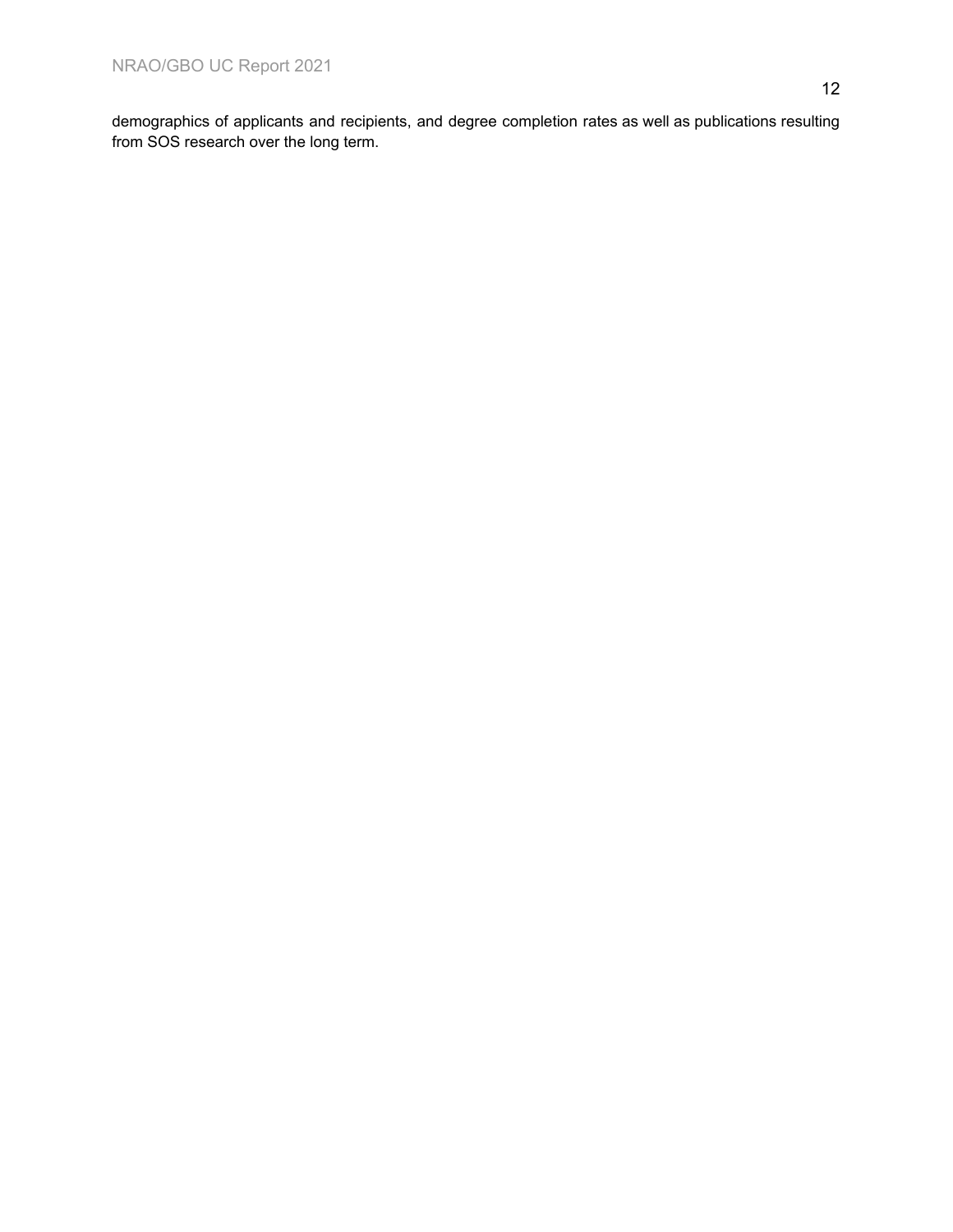demographics of applicants and recipients, and degree completion rates as well as publications resulting from SOS research over the long term.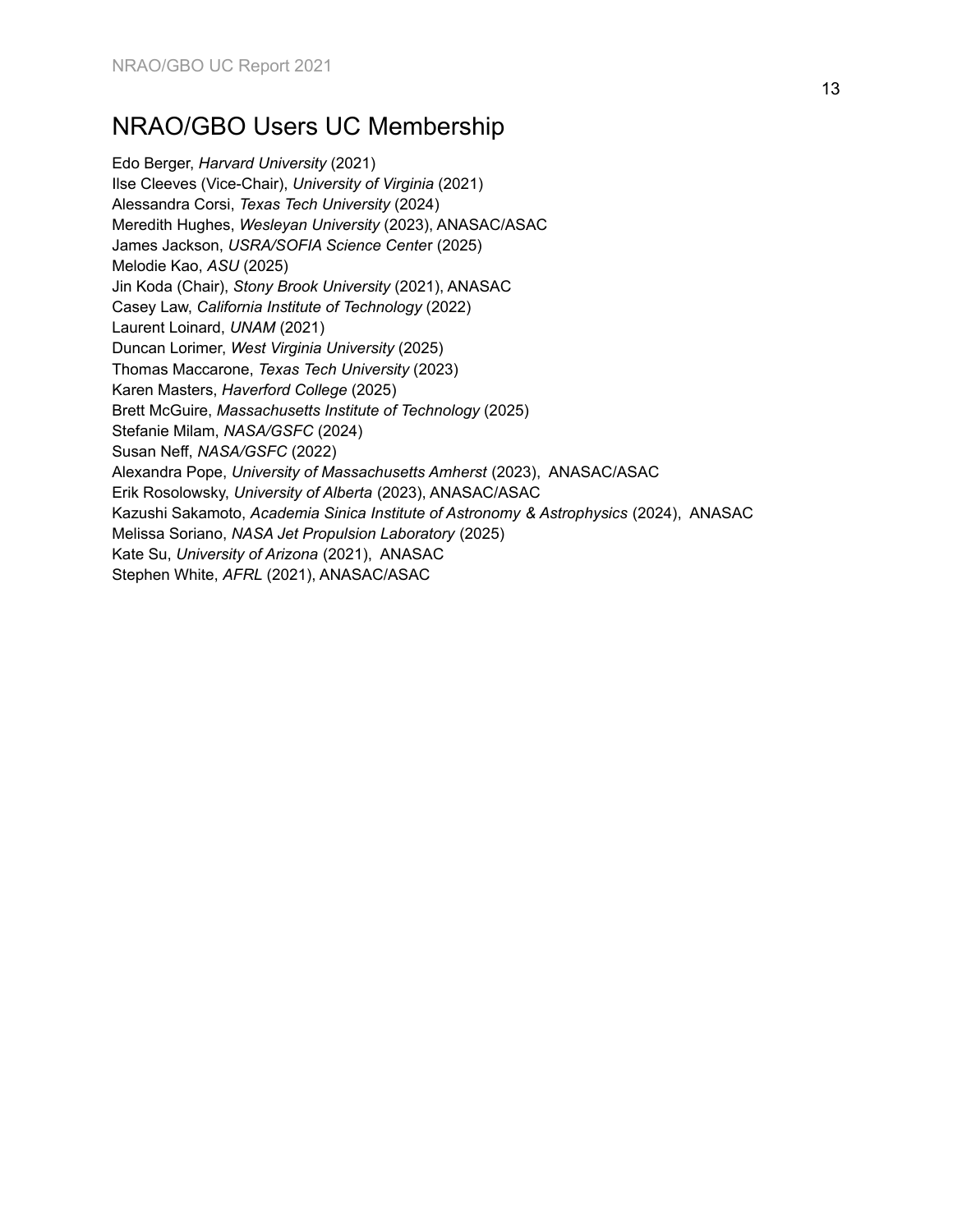# NRAO/GBO Users UC Membership

Edo Berger, *Harvard University* (2021)
Ilse Cleeves (Vice-Chair), *University of Virginia* (2021)
Alessandra Corsi, *Texas Tech University* (2024)
Meredith Hughes, *Wesleyan University* (2023), ANASAC/ASAC
James Jackson, *USRA/SOFIA Science Cente*r (2025)
Melodie Kao, *ASU* (2025)
Jin Koda (Chair), *Stony Brook University* (2021), ANASAC
Casey Law, *California Institute of Technology* (2022)
Laurent Loinard, *UNAM* (2021)
Duncan Lorimer, *West Virginia University* (2025)
Thomas Maccarone, *Texas Tech University* (2023)
Karen Masters, *Haverford College* (2025)
Brett McGuire, *Massachusetts Institute of Technology* (2025)
Stefanie Milam, *NASA/GSFC* (2024)
Susan Neff, *NASA/GSFC* (2022)
Alexandra Pope, *University of Massachusetts Amherst* (2023), ANASAC/ASAC
Erik Rosolowsky, *University of Alberta* (2023), ANASAC/ASAC
Kazushi Sakamoto, *Academia Sinica Institute of Astronomy & Astrophysics* (2024), ANASAC
Melissa Soriano, *NASA Jet Propulsion Laboratory* (2025)
Kate Su, *University of Arizona* (2021), ANASAC
Stephen White, *AFRL* (2021), ANASAC/ASAC